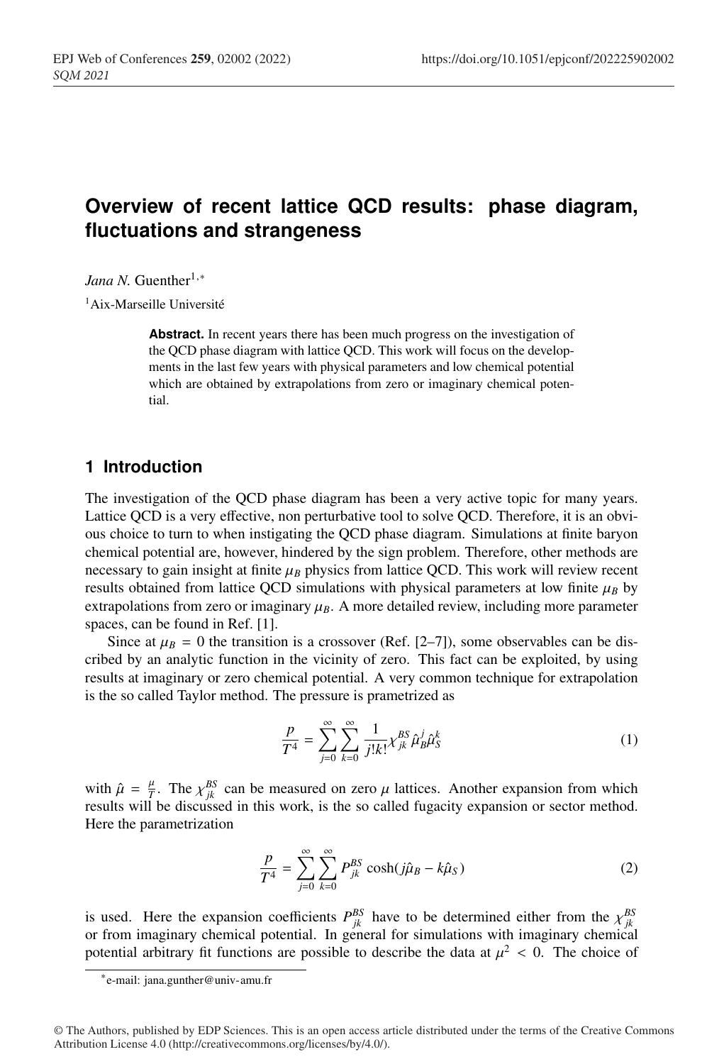# Overview of recent lattice QCD results: phase diagram, fluctuations and strangeness

*Jana N.* Guenther[1,*]

[1]Aix-Marseille Université

**Abstract.** In recent years there has been much progress on the investigation of the QCD phase diagram with lattice QCD. This work will focus on the developments in the last few years with physical parameters and low chemical potential which are obtained by extrapolations from zero or imaginary chemical potential.

## 1 Introduction

The investigation of the QCD phase diagram has been a very active topic for many years. Lattice QCD is a very effective, non perturbative tool to solve QCD. Therefore, it is an obvious choice to turn to when instigating the QCD phase diagram. Simulations at finite baryon chemical potential are, however, hindered by the sign problem. Therefore, other methods are necessary to gain insight at finite $\mu_B$ physics from lattice QCD. This work will review recent results obtained from lattice QCD simulations with physical parameters at low finite $\mu_B$ by extrapolations from zero or imaginary $\mu_B$. A more detailed review, including more parameter spaces, can be found in Ref. [1].

Since at $\mu_B = 0$ the transition is a crossover (Ref. [2–7]), some observables can be discribed by an analytic function in the vicinity of zero. This fact can be exploited, by using results at imaginary or zero chemical potential. A very common technique for extrapolation is the so called Taylor method. The pressure is prametrized as

$$\frac{p}{T^4} = \sum_{j=0}^{\infty}\sum_{k=0}^{\infty} \frac{1}{j!k!}\chi^{BS}_{jk}\hat{\mu}^j_B\hat{\mu}^k_S \tag{1}$$

with $\hat{\mu} = \frac{\mu}{T}$. The $\chi^{BS}_{jk}$ can be measured on zero $\mu$ lattices. Another expansion from which results will be discussed in this work, is the so called fugacity expansion or sector method. Here the parametrization

$$\frac{p}{T^4} = \sum_{j=0}^{\infty}\sum_{k=0}^{\infty} P^{BS}_{jk}\cosh(j\hat{\mu}_B - k\hat{\mu}_S) \tag{2}$$

is used. Here the expansion coefficients $P^{BS}_{jk}$ have to be determined either from the $\chi^{BS}_{jk}$ or from imaginary chemical potential. In general for simulations with imaginary chemical potential arbitrary fit functions are possible to describe the data at $\mu^2 < 0$. The choice of

[*]e-mail: jana.gunther@univ-amu.fr

© The Authors, published by EDP Sciences. This is an open access article distributed under the terms of the Creative Commons Attribution License 4.0 (http://creativecommons.org/licenses/by/4.0/).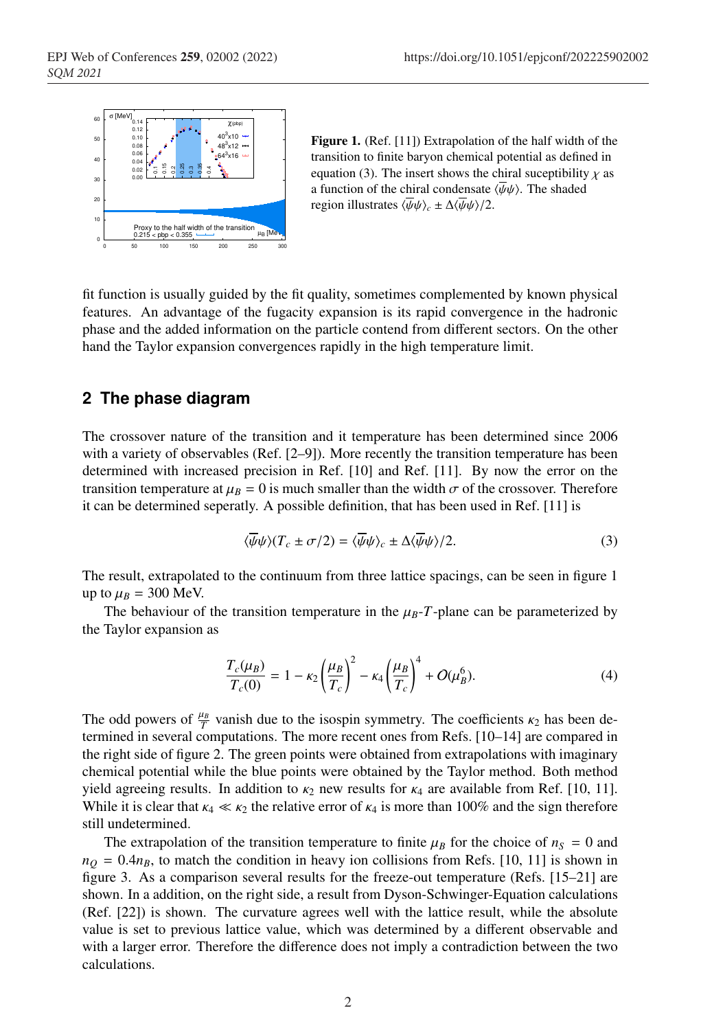Figure 1. (Ref. [11]) Extrapolation of the half width of the transition to finite baryon chemical potential as defined in equation (3). The insert shows the chiral suceptibility $\chi$ as a function of the chiral condensate $\langle\overline{\psi}\psi\rangle$. The shaded region illustrates $\langle\overline{\psi}\psi\rangle_c \pm \Delta\langle\overline{\psi}\psi\rangle/2$.

fit function is usually guided by the fit quality, sometimes complemented by known physical features. An advantage of the fugacity expansion is its rapid convergence in the hadronic phase and the added information on the particle contend from different sectors. On the other hand the Taylor expansion convergences rapidly in the high temperature limit.

## 2 The phase diagram

The crossover nature of the transition and it temperature has been determined since 2006 with a variety of observables (Ref. [2–9]). More recently the transition temperature has been determined with increased precision in Ref. [10] and Ref. [11]. By now the error on the transition temperature at $\mu_B = 0$ is much smaller than the width $\sigma$ of the crossover. Therefore it can be determined seperatly. A possible definition, that has been used in Ref. [11] is

$$\langle\overline{\psi}\psi\rangle(T_c \pm \sigma/2) = \langle\overline{\psi}\psi\rangle_c \pm \Delta\langle\overline{\psi}\psi\rangle/2. \tag{3}$$

The result, extrapolated to the continuum from three lattice spacings, can be seen in figure 1 up to $\mu_B = 300$ MeV.

The behaviour of the transition temperature in the $\mu_B$-$T$-plane can be parameterized by the Taylor expansion as

$$\frac{T_c(\mu_B)}{T_c(0)} = 1 - \kappa_2 \left(\frac{\mu_B}{T_c}\right)^2 - \kappa_4 \left(\frac{\mu_B}{T_c}\right)^4 + O(\mu_B^6). \tag{4}$$

The odd powers of $\frac{\mu_B}{T}$ vanish due to the isospin symmetry. The coefficients $\kappa_2$ has been determined in several computations. The more recent ones from Refs. [10–14] are compared in the right side of figure 2. The green points were obtained from extrapolations with imaginary chemical potential while the blue points were obtained by the Taylor method. Both method yield agreeing results. In addition to $\kappa_2$ new results for $\kappa_4$ are available from Ref. [10, 11]. While it is clear that $\kappa_4 \ll \kappa_2$ the relative error of $\kappa_4$ is more than 100% and the sign therefore still undetermined.

The extrapolation of the transition temperature to finite $\mu_B$ for the choice of $n_S = 0$ and $n_Q = 0.4 n_B$, to match the condition in heavy ion collisions from Refs. [10, 11] is shown in figure 3. As a comparison several results for the freeze-out temperature (Refs. [15–21] are shown. In a addition, on the right side, a result from Dyson-Schwinger-Equation calculations (Ref. [22]) is shown. The curvature agrees well with the lattice result, while the absolute value is set to previous lattice value, which was determined by a different observable and with a larger error. Therefore the difference does not imply a contradiction between the two calculations.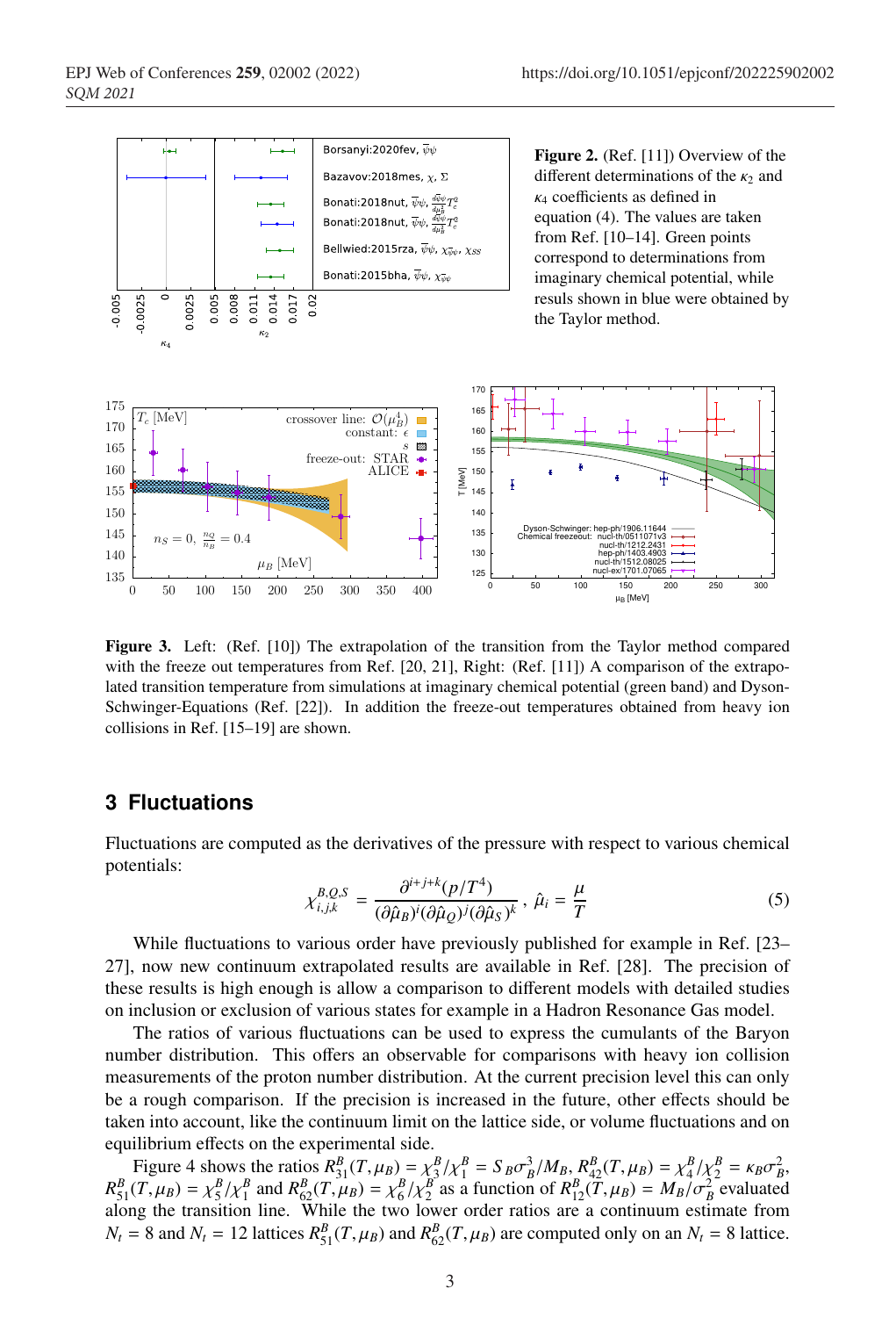**Figure 2.** (Ref. [11]) Overview of the different determinations of the $\kappa_2$ and $\kappa_4$ coefficients as defined in equation (4). The values are taken from Ref. [10–14]. Green points correspond to determinations from imaginary chemical potential, while resuls shown in blue were obtained by the Taylor method.

**Figure 3.** Left: (Ref. [10]) The extrapolation of the transition from the Taylor method compared with the freeze out temperatures from Ref. [20, 21], Right: (Ref. [11]) A comparison of the extrapolated transition temperature from simulations at imaginary chemical potential (green band) and Dyson-Schwinger-Equations (Ref. [22]). In addition the freeze-out temperatures obtained from heavy ion collisions in Ref. [15–19] are shown.

## 3 Fluctuations

Fluctuations are computed as the derivatives of the pressure with respect to various chemical potentials:

$$\chi^{B,Q,S}_{i,j,k} = \frac{\partial^{i+j+k}(p/T^4)}{(\partial\hat{\mu}_B)^i(\partial\hat{\mu}_Q)^j(\partial\hat{\mu}_S)^k}\,,\ \hat{\mu}_i = \frac{\mu}{T} \tag{5}$$

While fluctuations to various order have previously published for example in Ref. [23–27], now new continuum extrapolated results are available in Ref. [28]. The precision of these results is high enough is allow a comparison to different models with detailed studies on inclusion or exclusion of various states for example in a Hadron Resonance Gas model.

The ratios of various fluctuations can be used to express the cumulants of the Baryon number distribution. This offers an observable for comparisons with heavy ion collision measurements of the proton number distribution. At the current precision level this can only be a rough comparison. If the precision is increased in the future, other effects should be taken into account, like the continuum limit on the lattice side, or volume fluctuations and on equilibrium effects on the experimental side.

Figure 4 shows the ratios $R^B_{31}(T,\mu_B) = \chi^B_3/\chi^B_1 = S_B\sigma^3_B/M_B$, $R^B_{42}(T,\mu_B) = \chi^B_4/\chi^B_2 = \kappa_B\sigma^2_B$, $R^B_{51}(T,\mu_B) = \chi^B_5/\chi^B_1$ and $R^B_{62}(T,\mu_B) = \chi^B_6/\chi^B_2$ as a function of $R^B_{12}(T,\mu_B) = M_B/\sigma^2_B$ evaluated along the transition line. While the two lower order ratios are a continuum estimate from $N_t = 8$ and $N_t = 12$ lattices $R^B_{51}(T,\mu_B)$ and $R^B_{62}(T,\mu_B)$ are computed only on an $N_t = 8$ lattice.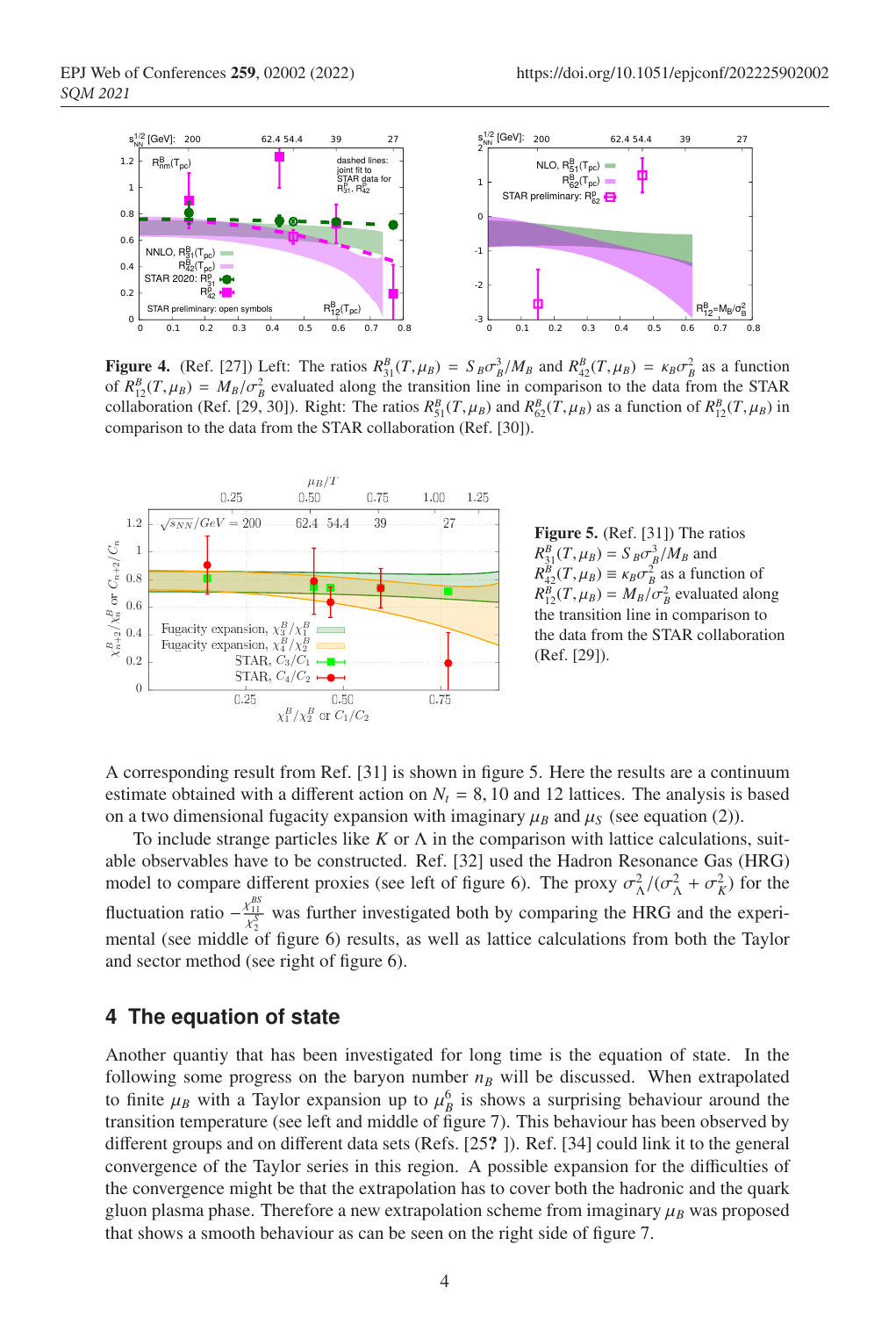**Figure 4.** (Ref. [27]) Left: The ratios $R^B_{31}(T,\mu_B) = S_B\sigma^3_B/M_B$ and $R^B_{42}(T,\mu_B) = \kappa_B\sigma^2_B$ as a function of $R^B_{12}(T,\mu_B) = M_B/\sigma^2_B$ evaluated along the transition line in comparison to the data from the STAR collaboration (Ref. [29, 30]). Right: The ratios $R^B_{51}(T,\mu_B)$ and $R^B_{62}(T,\mu_B)$ as a function of $R^B_{12}(T,\mu_B)$ in comparison to the data from the STAR collaboration (Ref. [30]).

**Figure 5.** (Ref. [31]) The ratios $R^B_{31}(T,\mu_B) = S_B\sigma^3_B/M_B$ and $R^B_{42}(T,\mu_B) \equiv \kappa_B\sigma^2_B$ as a function of $R^B_{12}(T,\mu_B) = M_B/\sigma^2_B$ evaluated along the transition line in comparison to the data from the STAR collaboration (Ref. [29]).

A corresponding result from Ref. [31] is shown in figure 5. Here the results are a continuum estimate obtained with a different action on $N_t = 8, 10$ and $12$ lattices. The analysis is based on a two dimensional fugacity expansion with imaginary $\mu_B$ and $\mu_S$ (see equation (2)).

To include strange particles like $K$ or $\Lambda$ in the comparison with lattice calculations, suitable observables have to be constructed. Ref. [32] used the Hadron Resonance Gas (HRG) model to compare different proxies (see left of figure 6). The proxy $\sigma^2_\Lambda/(\sigma^2_\Lambda + \sigma^2_K)$ for the fluctuation ratio $-\frac{\chi^{BS}_{11}}{\chi^S_2}$ was further investigated both by comparing the HRG and the experimental (see middle of figure 6) results, as well as lattice calculations from both the Taylor and sector method (see right of figure 6).

## 4 The equation of state

Another quantiy that has been investigated for long time is the equation of state. In the following some progress on the baryon number $n_B$ will be discussed. When extrapolated to finite $\mu_B$ with a Taylor expansion up to $\mu_B^6$ is shows a surprising behaviour around the transition temperature (see left and middle of figure 7). This behaviour has been observed by different groups and on different data sets (Refs. [25**?** ]). Ref. [34] could link it to the general convergence of the Taylor series in this region. A possible expansion for the difficulties of the convergence might be that the extrapolation has to cover both the hadronic and the quark gluon plasma phase. Therefore a new extrapolation scheme from imaginary $\mu_B$ was proposed that shows a smooth behaviour as can be seen on the right side of figure 7.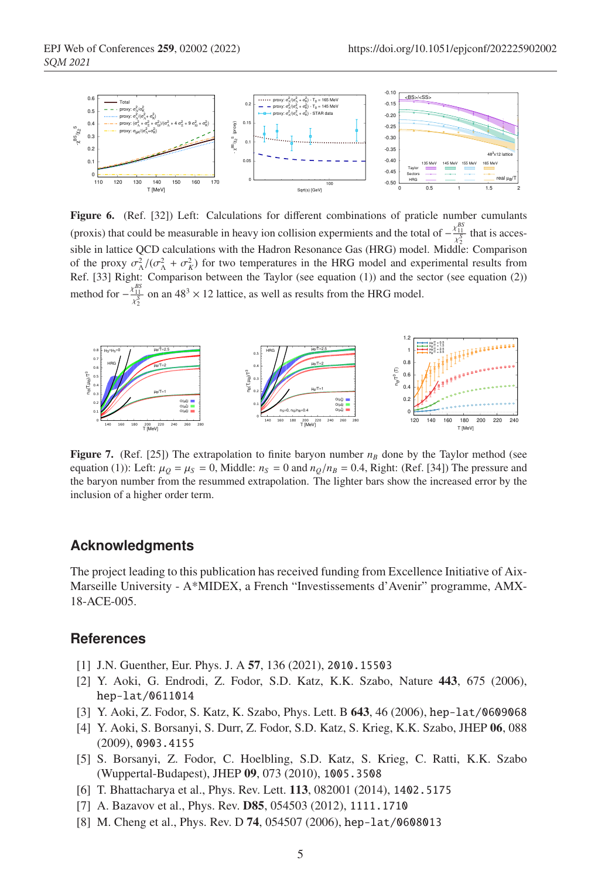**Figure 6.** (Ref. [32]) Left: Calculations for different combinations of praticle number cumulants (proxis) that could be measurable in heavy ion collision expermients and the total of $-\frac{\chi_{11}^{BS}}{\chi_2^S}$ that is accessible in lattice QCD calculations with the Hadron Resonance Gas (HRG) model. Middle: Comparison of the proxy $\sigma_\Lambda^2/(\sigma_\Lambda^2 + \sigma_K^2)$ for two temperatures in the HRG model and experimental results from Ref. [33] Right: Comparison between the Taylor (see equation (1)) and the sector (see equation (2)) method for $-\frac{\chi_{11}^{BS}}{\chi_2^S}$ on an $48^3 \times 12$ lattice, as well as results from the HRG model.

**Figure 7.** (Ref. [25]) The extrapolation to finite baryon number $n_B$ done by the Taylor method (see equation (1)): Left: $\mu_Q = \mu_S = 0$, Middle: $n_S = 0$ and $n_Q/n_B = 0.4$, Right: (Ref. [34]) The pressure and the baryon number from the resummed extrapolation. The lighter bars show the increased error by the inclusion of a higher order term.

## Acknowledgments

The project leading to this publication has received funding from Excellence Initiative of Aix-Marseille University - A*MIDEX, a French "Investissements d'Avenir" programme, AMX-18-ACE-005.

## References

[1] J.N. Guenther, Eur. Phys. J. A **57**, 136 (2021), 2010.15503

[2] Y. Aoki, G. Endrodi, Z. Fodor, S.D. Katz, K.K. Szabo, Nature **443**, 675 (2006), hep-lat/0611014

[3] Y. Aoki, Z. Fodor, S. Katz, K. Szabo, Phys. Lett. B **643**, 46 (2006), hep-lat/0609068

[4] Y. Aoki, S. Borsanyi, S. Durr, Z. Fodor, S.D. Katz, S. Krieg, K.K. Szabo, JHEP **06**, 088 (2009), 0903.4155

[5] S. Borsanyi, Z. Fodor, C. Hoelbling, S.D. Katz, S. Krieg, C. Ratti, K.K. Szabo (Wuppertal-Budapest), JHEP **09**, 073 (2010), 1005.3508

[6] T. Bhattacharya et al., Phys. Rev. Lett. **113**, 082001 (2014), 1402.5175

[7] A. Bazavov et al., Phys. Rev. **D85**, 054503 (2012), 1111.1710

[8] M. Cheng et al., Phys. Rev. D **74**, 054507 (2006), hep-lat/0608013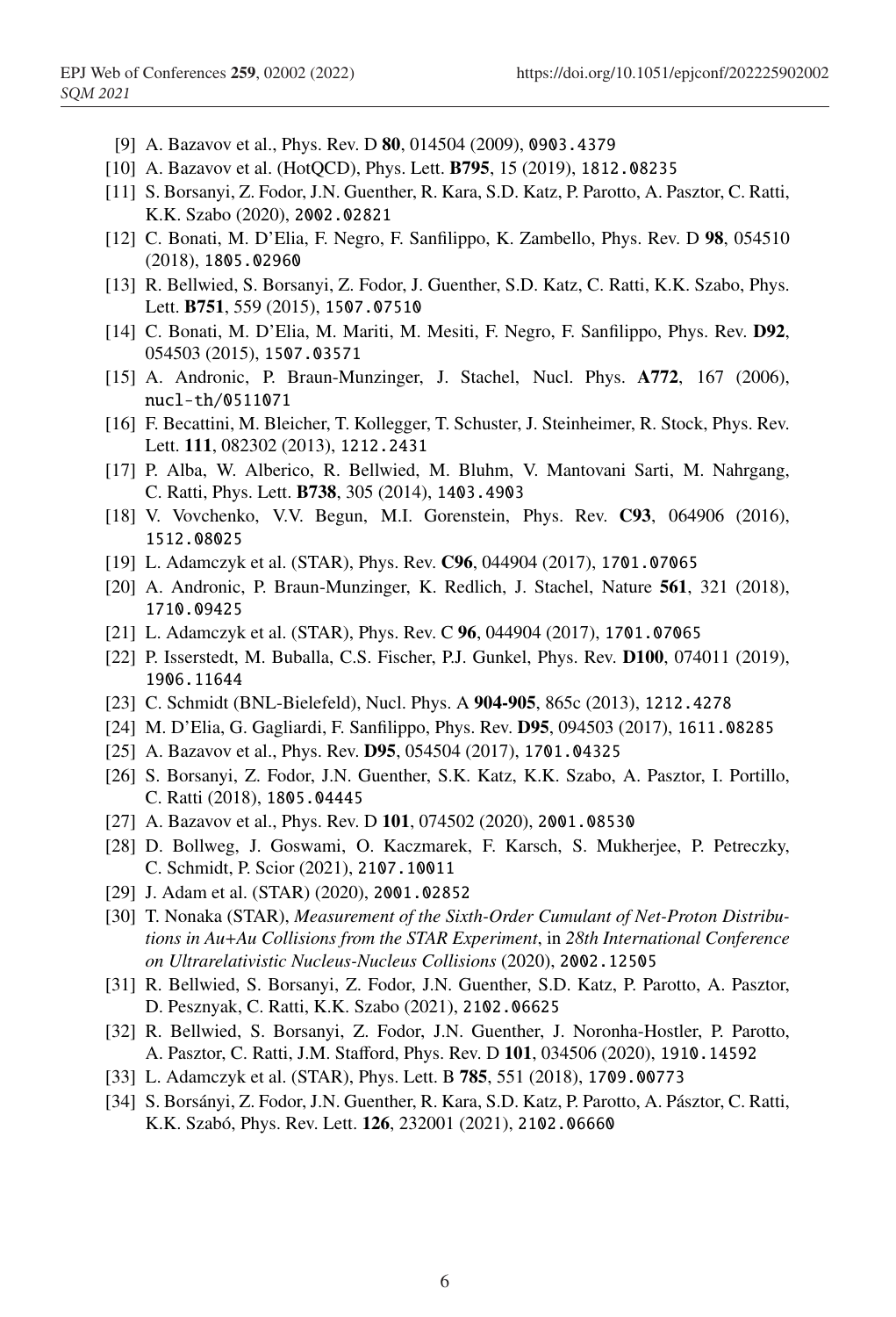[9] A. Bazavov et al., Phys. Rev. D **80**, 014504 (2009), 0903.4379

[10] A. Bazavov et al. (HotQCD), Phys. Lett. **B795**, 15 (2019), 1812.08235

[11] S. Borsanyi, Z. Fodor, J.N. Guenther, R. Kara, S.D. Katz, P. Parotto, A. Pasztor, C. Ratti, K.K. Szabo (2020), 2002.02821

[12] C. Bonati, M. D'Elia, F. Negro, F. Sanfilippo, K. Zambello, Phys. Rev. D **98**, 054510 (2018), 1805.02960

[13] R. Bellwied, S. Borsanyi, Z. Fodor, J. Guenther, S.D. Katz, C. Ratti, K.K. Szabo, Phys. Lett. **B751**, 559 (2015), 1507.07510

[14] C. Bonati, M. D'Elia, M. Mariti, M. Mesiti, F. Negro, F. Sanfilippo, Phys. Rev. **D92**, 054503 (2015), 1507.03571

[15] A. Andronic, P. Braun-Munzinger, J. Stachel, Nucl. Phys. **A772**, 167 (2006), nucl-th/0511071

[16] F. Becattini, M. Bleicher, T. Kollegger, T. Schuster, J. Steinheimer, R. Stock, Phys. Rev. Lett. **111**, 082302 (2013), 1212.2431

[17] P. Alba, W. Alberico, R. Bellwied, M. Bluhm, V. Mantovani Sarti, M. Nahrgang, C. Ratti, Phys. Lett. **B738**, 305 (2014), 1403.4903

[18] V. Vovchenko, V.V. Begun, M.I. Gorenstein, Phys. Rev. **C93**, 064906 (2016), 1512.08025

[19] L. Adamczyk et al. (STAR), Phys. Rev. **C96**, 044904 (2017), 1701.07065

[20] A. Andronic, P. Braun-Munzinger, K. Redlich, J. Stachel, Nature **561**, 321 (2018), 1710.09425

[21] L. Adamczyk et al. (STAR), Phys. Rev. C **96**, 044904 (2017), 1701.07065

[22] P. Isserstedt, M. Buballa, C.S. Fischer, P.J. Gunkel, Phys. Rev. **D100**, 074011 (2019), 1906.11644

[23] C. Schmidt (BNL-Bielefeld), Nucl. Phys. A **904-905**, 865c (2013), 1212.4278

[24] M. D'Elia, G. Gagliardi, F. Sanfilippo, Phys. Rev. **D95**, 094503 (2017), 1611.08285

[25] A. Bazavov et al., Phys. Rev. **D95**, 054504 (2017), 1701.04325

[26] S. Borsanyi, Z. Fodor, J.N. Guenther, S.K. Katz, K.K. Szabo, A. Pasztor, I. Portillo, C. Ratti (2018), 1805.04445

[27] A. Bazavov et al., Phys. Rev. D **101**, 074502 (2020), 2001.08530

[28] D. Bollweg, J. Goswami, O. Kaczmarek, F. Karsch, S. Mukherjee, P. Petreczky, C. Schmidt, P. Scior (2021), 2107.10011

[29] J. Adam et al. (STAR) (2020), 2001.02852

[30] T. Nonaka (STAR), *Measurement of the Sixth-Order Cumulant of Net-Proton Distributions in Au+Au Collisions from the STAR Experiment*, in *28th International Conference on Ultrarelativistic Nucleus-Nucleus Collisions* (2020), 2002.12505

[31] R. Bellwied, S. Borsanyi, Z. Fodor, J.N. Guenther, S.D. Katz, P. Parotto, A. Pasztor, D. Pesznyak, C. Ratti, K.K. Szabo (2021), 2102.06625

[32] R. Bellwied, S. Borsanyi, Z. Fodor, J.N. Guenther, J. Noronha-Hostler, P. Parotto, A. Pasztor, C. Ratti, J.M. Stafford, Phys. Rev. D **101**, 034506 (2020), 1910.14592

[33] L. Adamczyk et al. (STAR), Phys. Lett. B **785**, 551 (2018), 1709.00773

[34] S. Borsányi, Z. Fodor, J.N. Guenther, R. Kara, S.D. Katz, P. Parotto, A. Pásztor, C. Ratti, K.K. Szabó, Phys. Rev. Lett. **126**, 232001 (2021), 2102.06660